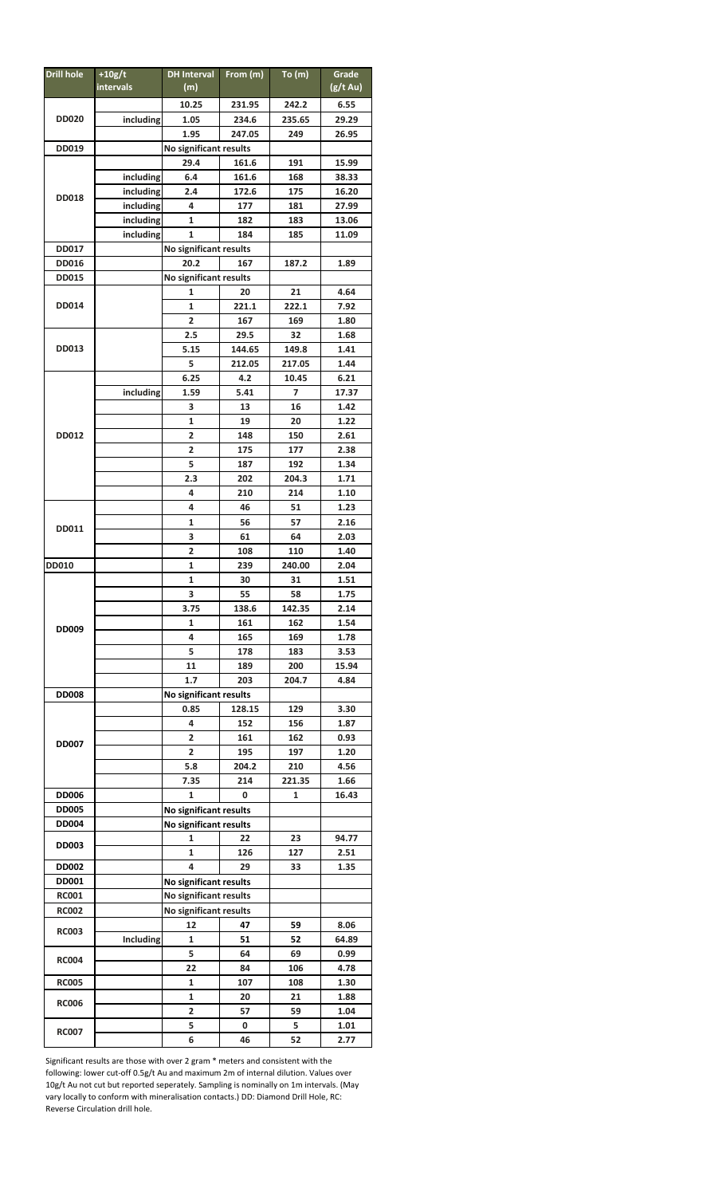| Drill hole | +10g/t intervals | DH Interval (m) | From (m) | To (m) | Grade (g/t Au) |
|---|---|---|---|---|---|
| DD020 | | 10.25 | 231.95 | 242.2 | 6.55 |
| | including | 1.05 | 234.6 | 235.65 | 29.29 |
| | | 1.95 | 247.05 | 249 | 26.95 |
| DD019 | | No significant results | | | |
| DD018 | | 29.4 | 161.6 | 191 | 15.99 |
| | including | 6.4 | 161.6 | 168 | 38.33 |
| | including | 2.4 | 172.6 | 175 | 16.20 |
| | including | 4 | 177 | 181 | 27.99 |
| | including | 1 | 182 | 183 | 13.06 |
| | including | 1 | 184 | 185 | 11.09 |
| DD017 | | No significant results | | | |
| DD016 | | 20.2 | 167 | 187.2 | 1.89 |
| DD015 | | No significant results | | | |
| DD014 | | 1 | 20 | 21 | 4.64 |
| | | 1 | 221.1 | 222.1 | 7.92 |
| | | 2 | 167 | 169 | 1.80 |
| DD013 | | 2.5 | 29.5 | 32 | 1.68 |
| | | 5.15 | 144.65 | 149.8 | 1.41 |
| | | 5 | 212.05 | 217.05 | 1.44 |
| DD012 | | 6.25 | 4.2 | 10.45 | 6.21 |
| | including | 1.59 | 5.41 | 7 | 17.37 |
| | | 3 | 13 | 16 | 1.42 |
| | | 1 | 19 | 20 | 1.22 |
| | | 2 | 148 | 150 | 2.61 |
| | | 2 | 175 | 177 | 2.38 |
| | | 5 | 187 | 192 | 1.34 |
| | | 2.3 | 202 | 204.3 | 1.71 |
| | | 4 | 210 | 214 | 1.10 |
| DD011 | | 4 | 46 | 51 | 1.23 |
| | | 1 | 56 | 57 | 2.16 |
| | | 3 | 61 | 64 | 2.03 |
| | | 2 | 108 | 110 | 1.40 |
| DD010 | | 1 | 239 | 240.00 | 2.04 |
| DD009 | | 1 | 30 | 31 | 1.51 |
| | | 3 | 55 | 58 | 1.75 |
| | | 3.75 | 138.6 | 142.35 | 2.14 |
| | | 1 | 161 | 162 | 1.54 |
| | | 4 | 165 | 169 | 1.78 |
| | | 5 | 178 | 183 | 3.53 |
| | | 11 | 189 | 200 | 15.94 |
| | | 1.7 | 203 | 204.7 | 4.84 |
| DD008 | | No significant results | | | |
| DD007 | | 0.85 | 128.15 | 129 | 3.30 |
| | | 4 | 152 | 156 | 1.87 |
| | | 2 | 161 | 162 | 0.93 |
| | | 2 | 195 | 197 | 1.20 |
| | | 5.8 | 204.2 | 210 | 4.56 |
| | | 7.35 | 214 | 221.35 | 1.66 |
| DD006 | | 1 | 0 | 1 | 16.43 |
| DD005 | | No significant results | | | |
| DD004 | | No significant results | | | |
| DD003 | | 1 | 22 | 23 | 94.77 |
| | | 1 | 126 | 127 | 2.51 |
| DD002 | | 4 | 29 | 33 | 1.35 |
| DD001 | | No significant results | | | |
| RC001 | | No significant results | | | |
| RC002 | | No significant results | | | |
| RC003 | | 12 | 47 | 59 | 8.06 |
| | Including | 1 | 51 | 52 | 64.89 |
| RC004 | | 5 | 64 | 69 | 0.99 |
| | | 22 | 84 | 106 | 4.78 |
| RC005 | | 1 | 107 | 108 | 1.30 |
| RC006 | | 1 | 20 | 21 | 1.88 |
| | | 2 | 57 | 59 | 1.04 |
| RC007 | | 5 | 0 | 5 | 1.01 |
| | | 6 | 46 | 52 | 2.77 |

Significant results are those with over 2 gram * meters and consistent with the following: lower cut-off 0.5g/t Au and maximum 2m of internal dilution. Values over 10g/t Au not cut but reported seperately. Sampling is nominally on 1m intervals. (May vary locally to conform with mineralisation contacts.) DD: Diamond Drill Hole, RC: Reverse Circulation drill hole.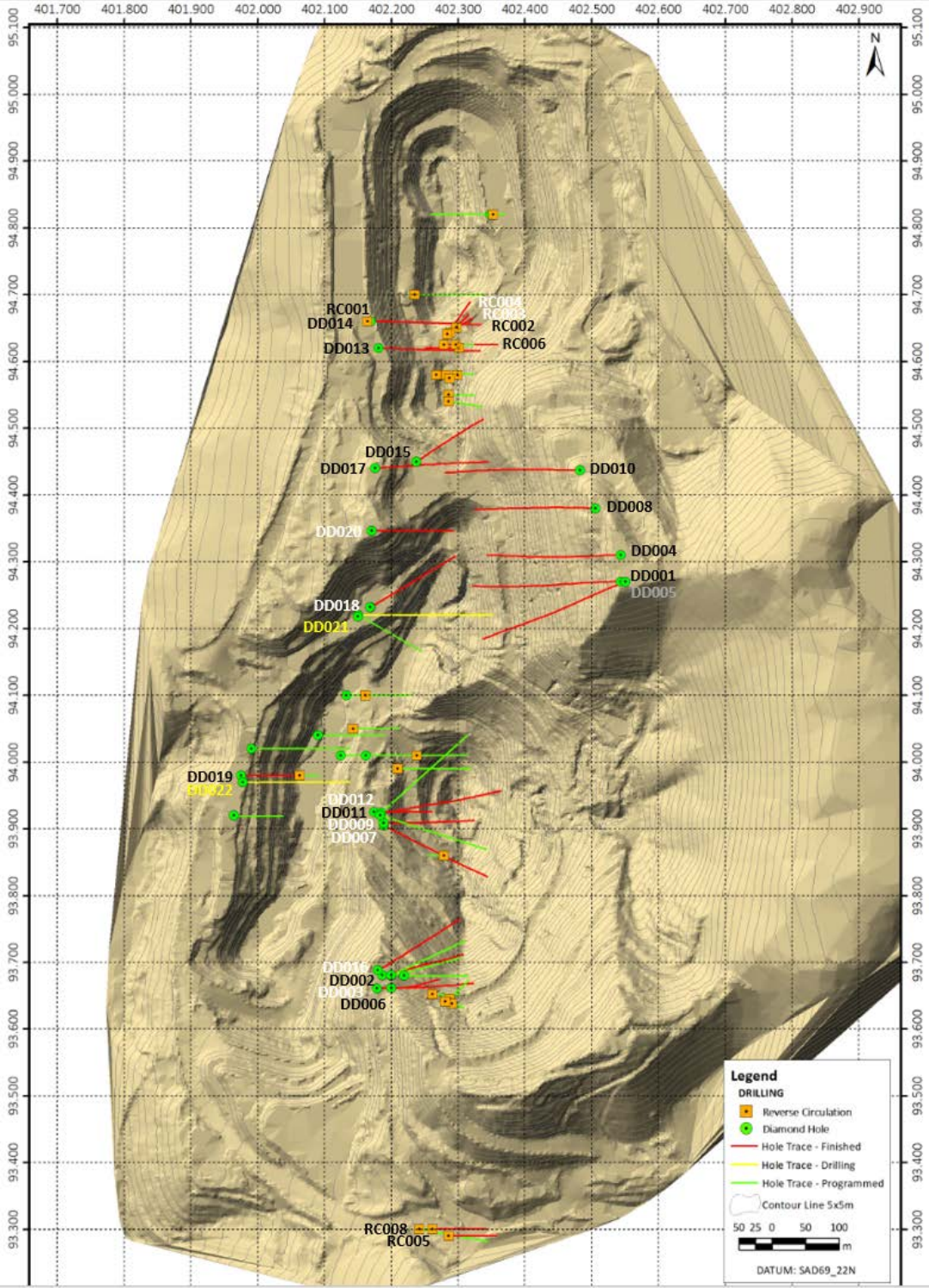401.700 401.800 401.900 402.000 402.100 402.200 402.300 402.400 402.500 402.600 402.700 402.800 402.900

95.100 95.000 94.900 94.800 94.700 94.600 94.500 94.400 94.300 94.200 94.100 94.000 93.900 93.800 93.700 93.600 93.500 93.400 93.300

N

RC001
DD014
DD013
RC004
RC003
RC002
RC006
DD015
DD017
DD010
DD008
DD020
DD004
DD001
DD005
DD018
DD021
DD019
DD022
DD012
DD011
DD009
DD007
DD016
DD002
DD003
DD006
RC008
RC005

Legend

DRILLING

Reverse Circulation

Diamond Hole

Hole Trace - Finished

Hole Trace - Drilling

Hole Trace - Programmed

Contour Line 5x5m

50 25 0 50 100

m

DATUM: SAD69_22N